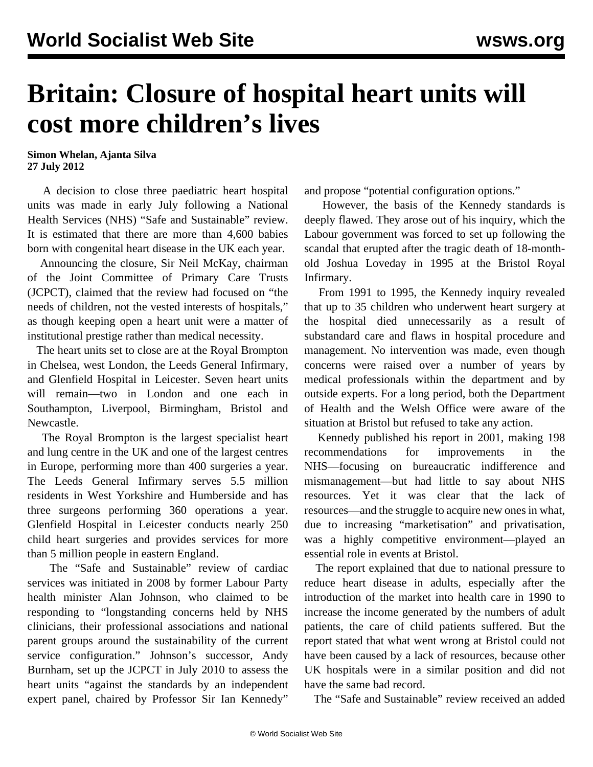# Britain: Closure of hospital heart units will cost more children's lives

**Simon Whelan, Ajanta Silva**
**27 July 2012**

A decision to close three paediatric heart hospital units was made in early July following a National Health Services (NHS) "Safe and Sustainable" review. It is estimated that there are more than 4,600 babies born with congenital heart disease in the UK each year.

Announcing the closure, Sir Neil McKay, chairman of the Joint Committee of Primary Care Trusts (JCPCT), claimed that the review had focused on "the needs of children, not the vested interests of hospitals," as though keeping open a heart unit were a matter of institutional prestige rather than medical necessity.

The heart units set to close are at the Royal Brompton in Chelsea, west London, the Leeds General Infirmary, and Glenfield Hospital in Leicester. Seven heart units will remain—two in London and one each in Southampton, Liverpool, Birmingham, Bristol and Newcastle.

The Royal Brompton is the largest specialist heart and lung centre in the UK and one of the largest centres in Europe, performing more than 400 surgeries a year. The Leeds General Infirmary serves 5.5 million residents in West Yorkshire and Humberside and has three surgeons performing 360 operations a year. Glenfield Hospital in Leicester conducts nearly 250 child heart surgeries and provides services for more than 5 million people in eastern England.

The "Safe and Sustainable" review of cardiac services was initiated in 2008 by former Labour Party health minister Alan Johnson, who claimed to be responding to "longstanding concerns held by NHS clinicians, their professional associations and national parent groups around the sustainability of the current service configuration." Johnson's successor, Andy Burnham, set up the JCPCT in July 2010 to assess the heart units "against the standards by an independent expert panel, chaired by Professor Sir Ian Kennedy" and propose "potential configuration options."

However, the basis of the Kennedy standards is deeply flawed. They arose out of his inquiry, which the Labour government was forced to set up following the scandal that erupted after the tragic death of 18-month-old Joshua Loveday in 1995 at the Bristol Royal Infirmary.

From 1991 to 1995, the Kennedy inquiry revealed that up to 35 children who underwent heart surgery at the hospital died unnecessarily as a result of substandard care and flaws in hospital procedure and management. No intervention was made, even though concerns were raised over a number of years by medical professionals within the department and by outside experts. For a long period, both the Department of Health and the Welsh Office were aware of the situation at Bristol but refused to take any action.

Kennedy published his report in 2001, making 198 recommendations for improvements in the NHS—focusing on bureaucratic indifference and mismanagement—but had little to say about NHS resources. Yet it was clear that the lack of resources—and the struggle to acquire new ones in what, due to increasing "marketisation" and privatisation, was a highly competitive environment—played an essential role in events at Bristol.

The report explained that due to national pressure to reduce heart disease in adults, especially after the introduction of the market into health care in 1990 to increase the income generated by the numbers of adult patients, the care of child patients suffered. But the report stated that what went wrong at Bristol could not have been caused by a lack of resources, because other UK hospitals were in a similar position and did not have the same bad record.

The "Safe and Sustainable" review received an added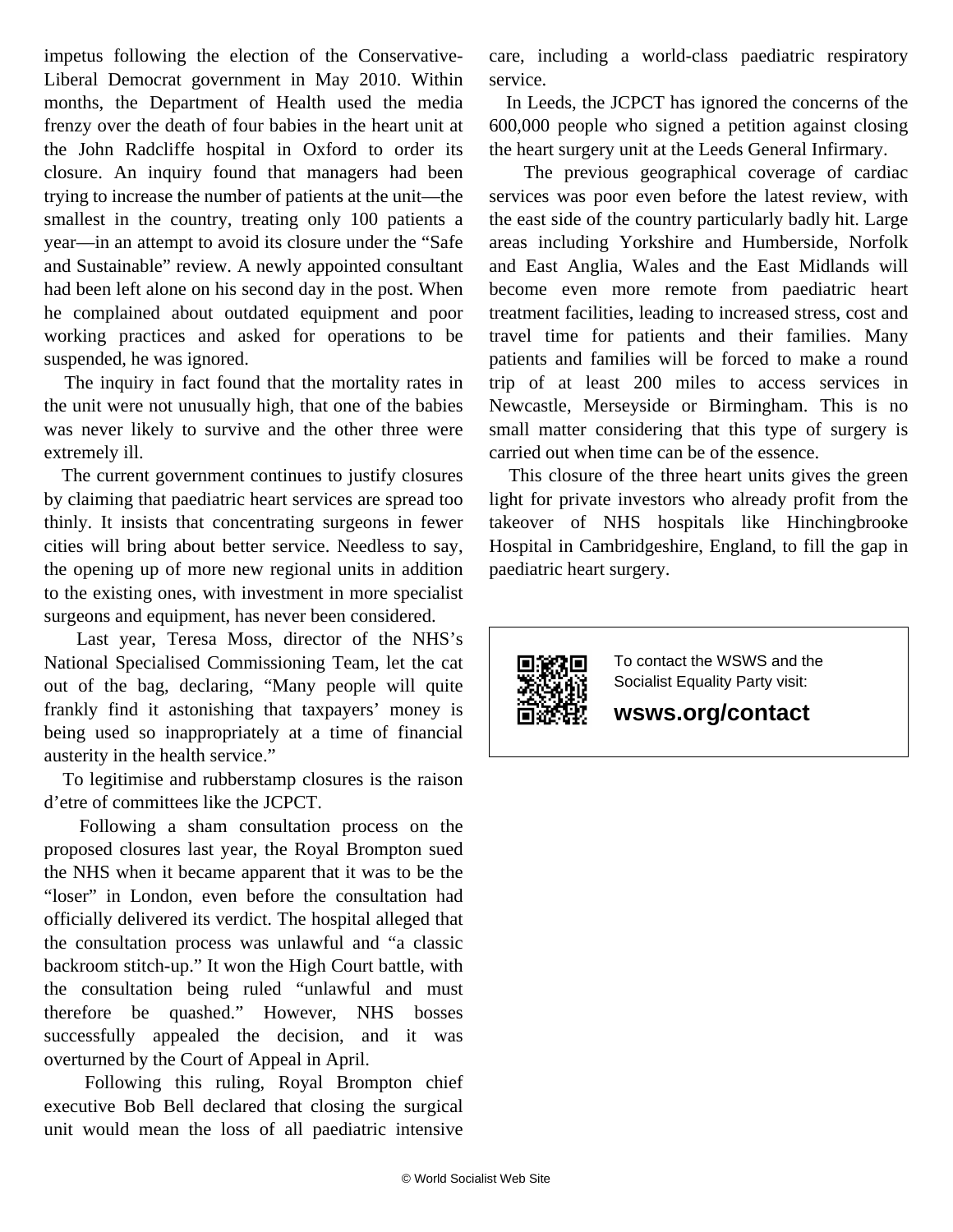impetus following the election of the Conservative-Liberal Democrat government in May 2010. Within months, the Department of Health used the media frenzy over the death of four babies in the heart unit at the John Radcliffe hospital in Oxford to order its closure. An inquiry found that managers had been trying to increase the number of patients at the unit—the smallest in the country, treating only 100 patients a year—in an attempt to avoid its closure under the "Safe and Sustainable" review. A newly appointed consultant had been left alone on his second day in the post. When he complained about outdated equipment and poor working practices and asked for operations to be suspended, he was ignored.

The inquiry in fact found that the mortality rates in the unit were not unusually high, that one of the babies was never likely to survive and the other three were extremely ill.

The current government continues to justify closures by claiming that paediatric heart services are spread too thinly. It insists that concentrating surgeons in fewer cities will bring about better service. Needless to say, the opening up of more new regional units in addition to the existing ones, with investment in more specialist surgeons and equipment, has never been considered.

Last year, Teresa Moss, director of the NHS's National Specialised Commissioning Team, let the cat out of the bag, declaring, "Many people will quite frankly find it astonishing that taxpayers' money is being used so inappropriately at a time of financial austerity in the health service."

To legitimise and rubberstamp closures is the raison d'etre of committees like the JCPCT.

Following a sham consultation process on the proposed closures last year, the Royal Brompton sued the NHS when it became apparent that it was to be the "loser" in London, even before the consultation had officially delivered its verdict. The hospital alleged that the consultation process was unlawful and "a classic backroom stitch-up." It won the High Court battle, with the consultation being ruled "unlawful and must therefore be quashed." However, NHS bosses successfully appealed the decision, and it was overturned by the Court of Appeal in April.

Following this ruling, Royal Brompton chief executive Bob Bell declared that closing the surgical unit would mean the loss of all paediatric intensive care, including a world-class paediatric respiratory service.

In Leeds, the JCPCT has ignored the concerns of the 600,000 people who signed a petition against closing the heart surgery unit at the Leeds General Infirmary.

The previous geographical coverage of cardiac services was poor even before the latest review, with the east side of the country particularly badly hit. Large areas including Yorkshire and Humberside, Norfolk and East Anglia, Wales and the East Midlands will become even more remote from paediatric heart treatment facilities, leading to increased stress, cost and travel time for patients and their families. Many patients and families will be forced to make a round trip of at least 200 miles to access services in Newcastle, Merseyside or Birmingham. This is no small matter considering that this type of surgery is carried out when time can be of the essence.

This closure of the three heart units gives the green light for private investors who already profit from the takeover of NHS hospitals like Hinchingbrooke Hospital in Cambridgeshire, England, to fill the gap in paediatric heart surgery.

To contact the WSWS and the Socialist Equality Party visit:

**wsws.org/contact**